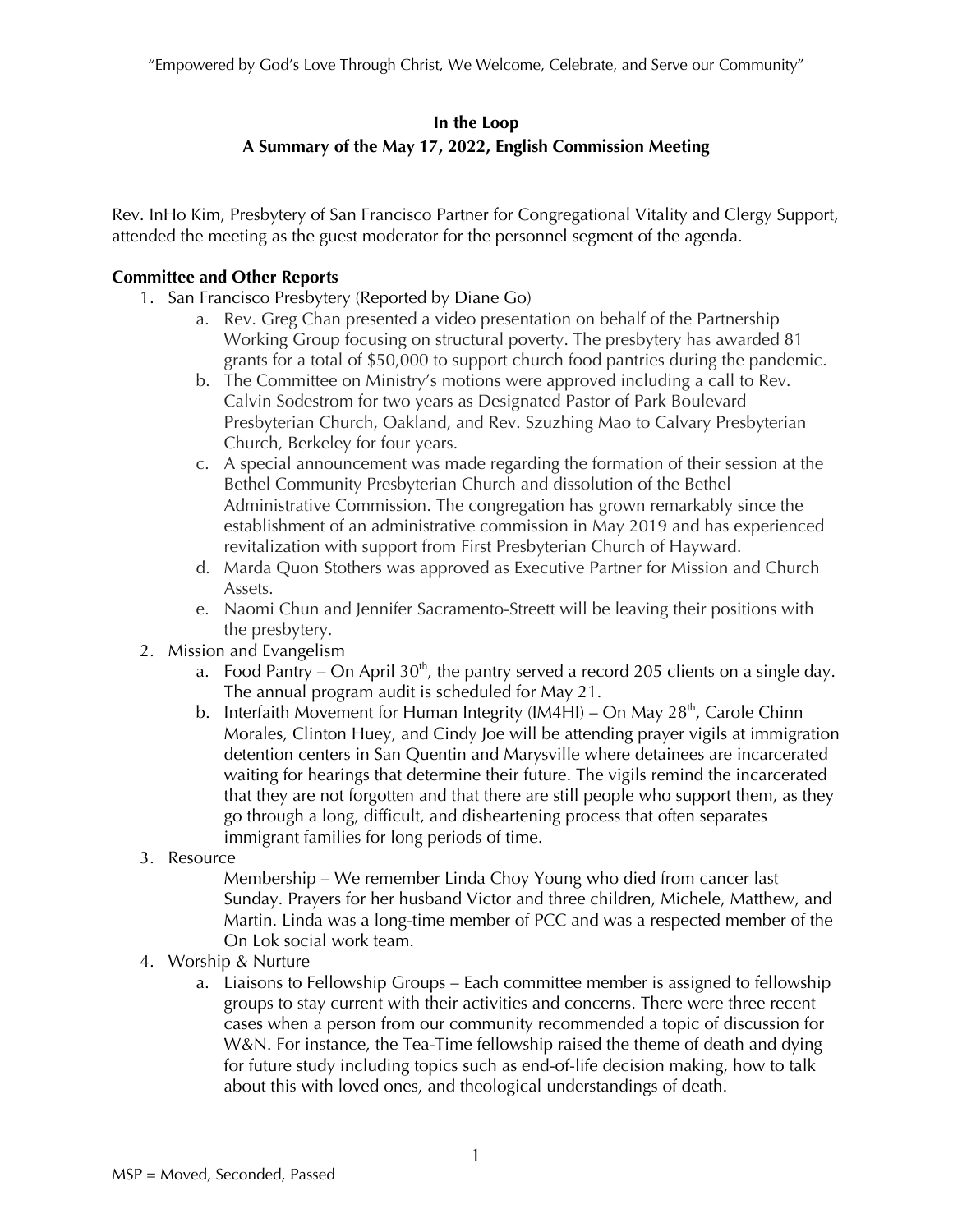"Empowered by God's Love Through Christ, We Welcome, Celebrate, and Serve our Community"

**In the Loop**
**A Summary of the May 17, 2022, English Commission Meeting**

Rev. InHo Kim, Presbytery of San Francisco Partner for Congregational Vitality and Clergy Support, attended the meeting as the guest moderator for the personnel segment of the agenda.

**Committee and Other Reports**

1. San Francisco Presbytery (Reported by Diane Go)
   a. Rev. Greg Chan presented a video presentation on behalf of the Partnership Working Group focusing on structural poverty. The presbytery has awarded 81 grants for a total of $50,000 to support church food pantries during the pandemic.
   b. The Committee on Ministry's motions were approved including a call to Rev. Calvin Sodestrom for two years as Designated Pastor of Park Boulevard Presbyterian Church, Oakland, and Rev. Szuzhing Mao to Calvary Presbyterian Church, Berkeley for four years.
   c. A special announcement was made regarding the formation of their session at the Bethel Community Presbyterian Church and dissolution of the Bethel Administrative Commission. The congregation has grown remarkably since the establishment of an administrative commission in May 2019 and has experienced revitalization with support from First Presbyterian Church of Hayward.
   d. Marda Quon Stothers was approved as Executive Partner for Mission and Church Assets.
   e. Naomi Chun and Jennifer Sacramento-Streett will be leaving their positions with the presbytery.
2. Mission and Evangelism
   a. Food Pantry – On April 30th, the pantry served a record 205 clients on a single day. The annual program audit is scheduled for May 21.
   b. Interfaith Movement for Human Integrity (IM4HI) – On May 28th, Carole Chinn Morales, Clinton Huey, and Cindy Joe will be attending prayer vigils at immigration detention centers in San Quentin and Marysville where detainees are incarcerated waiting for hearings that determine their future. The vigils remind the incarcerated that they are not forgotten and that there are still people who support them, as they go through a long, difficult, and disheartening process that often separates immigrant families for long periods of time.
3. Resource

   Membership – We remember Linda Choy Young who died from cancer last Sunday. Prayers for her husband Victor and three children, Michele, Matthew, and Martin. Linda was a long-time member of PCC and was a respected member of the On Lok social work team.
4. Worship & Nurture
   a. Liaisons to Fellowship Groups – Each committee member is assigned to fellowship groups to stay current with their activities and concerns. There were three recent cases when a person from our community recommended a topic of discussion for W&N. For instance, the Tea-Time fellowship raised the theme of death and dying for future study including topics such as end-of-life decision making, how to talk about this with loved ones, and theological understandings of death.

MSP = Moved, Seconded, Passed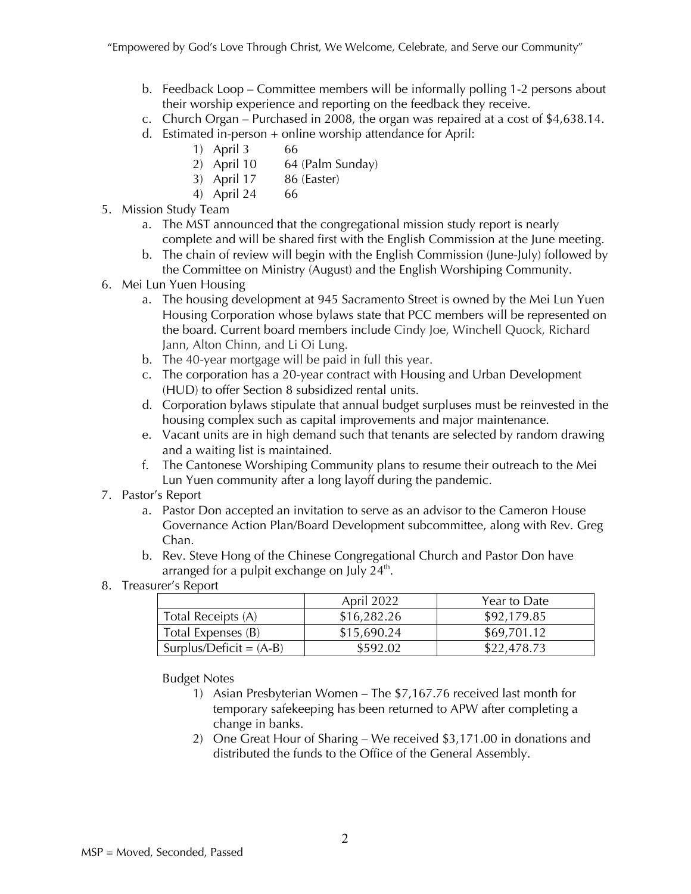b. Feedback Loop – Committee members will be informally polling 1-2 persons about their worship experience and reporting on the feedback they receive.
c. Church Organ – Purchased in 2008, the organ was repaired at a cost of $4,638.14.
d. Estimated in-person + online worship attendance for April:
    1) April 3 66
    2) April 10 64 (Palm Sunday)
    3) April 17 86 (Easter)
    4) April 24 66

5. Mission Study Team
    a. The MST announced that the congregational mission study report is nearly complete and will be shared first with the English Commission at the June meeting.
    b. The chain of review will begin with the English Commission (June-July) followed by the Committee on Ministry (August) and the English Worshiping Community.
6. Mei Lun Yuen Housing
    a. The housing development at 945 Sacramento Street is owned by the Mei Lun Yuen Housing Corporation whose bylaws state that PCC members will be represented on the board. Current board members include Cindy Joe, Winchell Quock, Richard Jann, Alton Chinn, and Li Oi Lung.
    b. The 40-year mortgage will be paid in full this year.
    c. The corporation has a 20-year contract with Housing and Urban Development (HUD) to offer Section 8 subsidized rental units.
    d. Corporation bylaws stipulate that annual budget surpluses must be reinvested in the housing complex such as capital improvements and major maintenance.
    e. Vacant units are in high demand such that tenants are selected by random drawing and a waiting list is maintained.
    f. The Cantonese Worshiping Community plans to resume their outreach to the Mei Lun Yuen community after a long layoff during the pandemic.
7. Pastor's Report
    a. Pastor Don accepted an invitation to serve as an advisor to the Cameron House Governance Action Plan/Board Development subcommittee, along with Rev. Greg Chan.
    b. Rev. Steve Hong of the Chinese Congregational Church and Pastor Don have arranged for a pulpit exchange on July 24th.
8. Treasurer's Report

| | April 2022 | Year to Date |
|---|---|---|
| Total Receipts (A) | $16,282.26 | $92,179.85 |
| Total Expenses (B) | $15,690.24 | $69,701.12 |
| Surplus/Deficit = (A-B) | $592.02 | $22,478.73 |

Budget Notes

1) Asian Presbyterian Women – The $7,167.76 received last month for temporary safekeeping has been returned to APW after completing a change in banks.
2) One Great Hour of Sharing – We received $3,171.00 in donations and distributed the funds to the Office of the General Assembly.

MSP = Moved, Seconded, Passed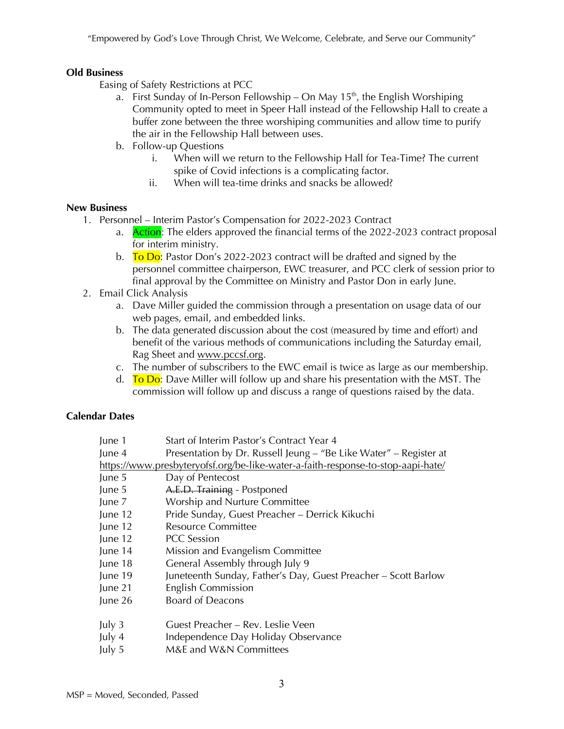**Old Business**

Easing of Safety Restrictions at PCC

a. First Sunday of In-Person Fellowship – On May 15th, the English Worshiping Community opted to meet in Speer Hall instead of the Fellowship Hall to create a buffer zone between the three worshiping communities and allow time to purify the air in the Fellowship Hall between uses.
b. Follow-up Questions
   i. When will we return to the Fellowship Hall for Tea-Time? The current spike of Covid infections is a complicating factor.
   ii. When will tea-time drinks and snacks be allowed?

**New Business**

1. Personnel – Interim Pastor's Compensation for 2022-2023 Contract
   a. Action: The elders approved the financial terms of the 2022-2023 contract proposal for interim ministry.
   b. To Do: Pastor Don's 2022-2023 contract will be drafted and signed by the personnel committee chairperson, EWC treasurer, and PCC clerk of session prior to final approval by the Committee on Ministry and Pastor Don in early June.
2. Email Click Analysis
   a. Dave Miller guided the commission through a presentation on usage data of our web pages, email, and embedded links.
   b. The data generated discussion about the cost (measured by time and effort) and benefit of the various methods of communications including the Saturday email, Rag Sheet and www.pccsf.org.
   c. The number of subscribers to the EWC email is twice as large as our membership.
   d. To Do: Dave Miller will follow up and share his presentation with the MST. The commission will follow up and discuss a range of questions raised by the data.

**Calendar Dates**

| | |
|---|---|
| June 1 | Start of Interim Pastor's Contract Year 4 |
| June 4 | Presentation by Dr. Russell Jeung – "Be Like Water" – Register at https://www.presbyteryofsf.org/be-like-water-a-faith-response-to-stop-aapi-hate/ |
| June 5 | Day of Pentecost |
| June 5 | ~~A.E.D. Training~~ - Postponed |
| June 7 | Worship and Nurture Committee |
| June 12 | Pride Sunday, Guest Preacher – Derrick Kikuchi |
| June 12 | Resource Committee |
| June 12 | PCC Session |
| June 14 | Mission and Evangelism Committee |
| June 18 | General Assembly through July 9 |
| June 19 | Juneteenth Sunday, Father's Day, Guest Preacher – Scott Barlow |
| June 21 | English Commission |
| June 26 | Board of Deacons |
| July 3 | Guest Preacher – Rev. Leslie Veen |
| July 4 | Independence Day Holiday Observance |
| July 5 | M&E and W&N Committees |

MSP = Moved, Seconded, Passed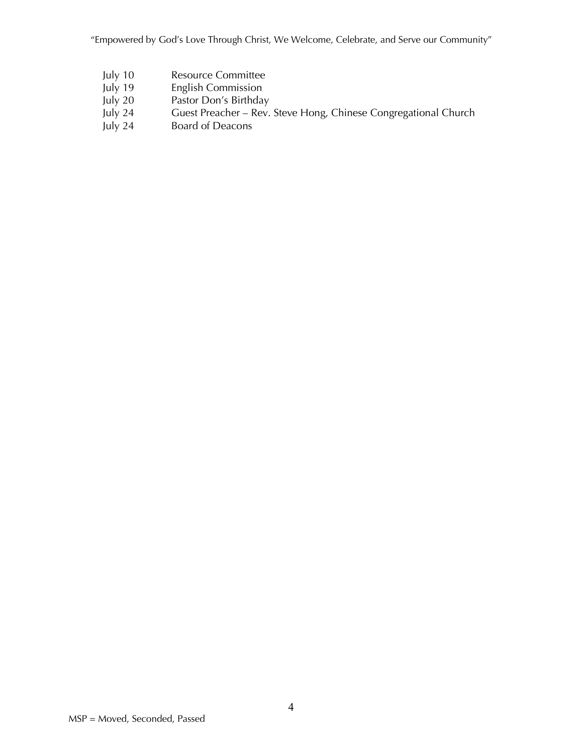| | |
|---|---|
| July 10 | Resource Committee |
| July 19 | English Commission |
| July 20 | Pastor Don's Birthday |
| July 24 | Guest Preacher – Rev. Steve Hong, Chinese Congregational Church |
| July 24 | Board of Deacons |